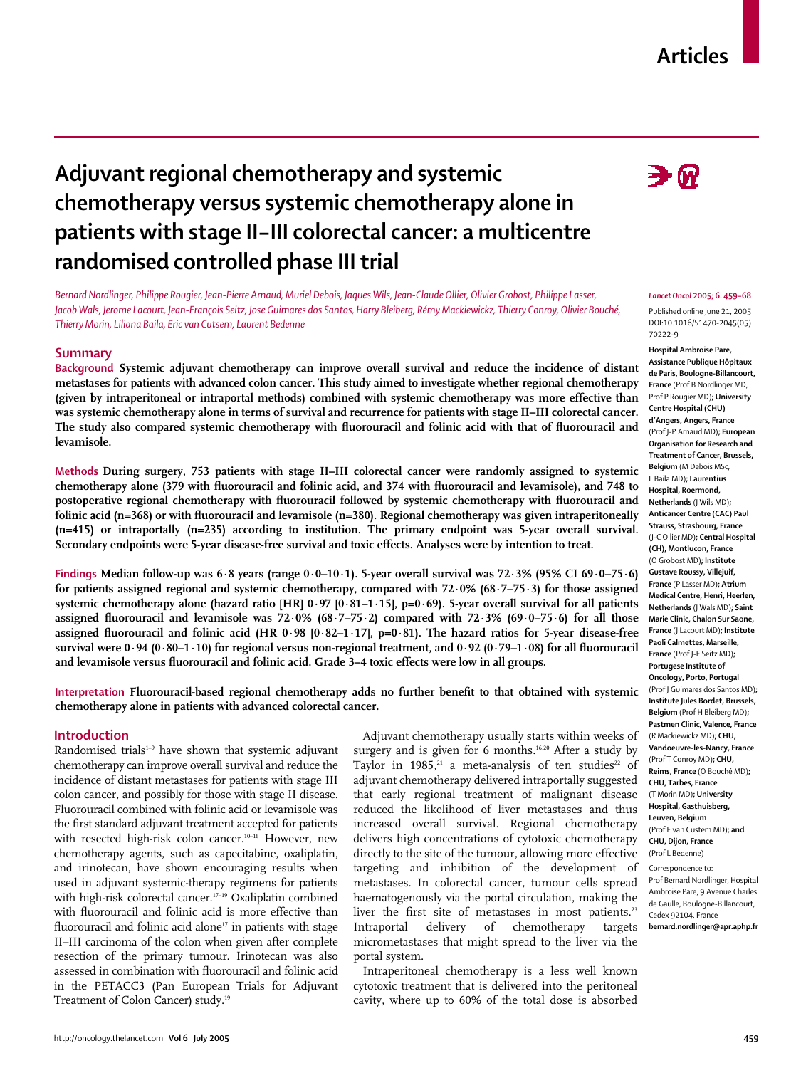# Adjuvant regional chemotherapy and systemic chemotherapy versus systemic chemotherapy alone in patients with stage II–III colorectal cancer: a multicentre randomised controlled phase III trial

*Bernard Nordlinger, Philippe Rougier, Jean-Pierre Arnaud, Muriel Debois, Jaques Wils, Jean-Claude Ollier, Olivier Grobost, Philippe Lasser, Jacob Wals, Jerome Lacourt, Jean-François Seitz, Jose Guimares dos Santos, Harry Bleiberg, Rémy Mackiewickz, Thierry Conroy, Olivier Bouché, Thierry Morin, Liliana Baila, Eric van Cutsem, Laurent Bedenne*

*Lancet Oncol* 2005; 6: 459–68

Published online June 21, 2005 DOI:10.1016/S1470-2045(05) 70222-9

**Hospital Ambroise Pare, Assistance Publique Hôpitaux de Paris, Boulogne-Billancourt, France** (Prof B Nordlinger MD, Prof P Rougier MD); **University Centre Hospital (CHU) d'Angers, Angers, France** (Prof J-P Arnaud MD); **European Organisation for Research and Treatment of Cancer, Brussels, Belgium** (M Debois MSc, L Baila MD); **Laurentius Hospital, Roermond, Netherlands** (J Wils MD); **Anticancer Centre (CAC) Paul Strauss, Strasbourg, France** (J-C Ollier MD); **Central Hospital (CH), Montlucon, France** (O Grobost MD); **Institute Gustave Roussy, Villejuif, France** (P Lasser MD); **Atrium Medical Centre, Henri, Heerlen, Netherlands** (J Wals MD); **Saint Marie Clinic, Chalon Sur Saone, France** (J Lacourt MD); **Institute Paoli Calmettes, Marseille, France** (Prof J-F Seitz MD); **Portugese Institute of Oncology, Porto, Portugal** (Prof J Guimares dos Santos MD); **Institute Jules Bordet, Brussels, Belgium** (Prof H Bleiberg MD); **Pastmen Clinic, Valence, France** (R Mackiewickz MD); **CHU, Vandoeuvre-les-Nancy, France** (Prof T Conroy MD); **CHU, Reims, France** (O Bouché MD); **CHU, Tarbes, France** (T Morin MD); **University Hospital, Gasthuisberg, Leuven, Belgium** (Prof E van Custem MD); **and CHU, Dijon, France** (Prof L Bedenne)

Correspondence to: Prof Bernard Nordlinger, Hospital Ambroise Pare, 9 Avenue Charles de Gaulle, Boulogne-Billancourt, Cedex 92104, France **bernard.nordlinger@apr.aphp.fr**

## Summary

**Background** **Systemic adjuvant chemotherapy can improve overall survival and reduce the incidence of distant metastases for patients with advanced colon cancer. This study aimed to investigate whether regional chemotherapy (given by intraperitoneal or intraportal methods) combined with systemic chemotherapy was more effective than was systemic chemotherapy alone in terms of survival and recurrence for patients with stage II–III colorectal cancer. The study also compared systemic chemotherapy with fluorouracil and folinic acid with that of fluorouracil and levamisole.**

**Methods** **During surgery, 753 patients with stage II–III colorectal cancer were randomly assigned to systemic chemotherapy alone (379 with fluorouracil and folinic acid, and 374 with fluorouracil and levamisole), and 748 to postoperative regional chemotherapy with fluorouracil followed by systemic chemotherapy with fluorouracil and folinic acid (n=368) or with fluorouracil and levamisole (n=380). Regional chemotherapy was given intraperitoneally (n=415) or intraportally (n=235) according to institution. The primary endpoint was 5-year overall survival. Secondary endpoints were 5-year disease-free survival and toxic effects. Analyses were by intention to treat.**

**Findings** **Median follow-up was 6·8 years (range 0·0–10·1). 5-year overall survival was 72·3% (95% CI 69·0–75·6) for patients assigned regional and systemic chemotherapy, compared with 72·0% (68·7–75·3) for those assigned systemic chemotherapy alone (hazard ratio [HR] 0·97 [0·81–1·15], p=0·69). 5-year overall survival for all patients assigned fluorouracil and levamisole was 72·0% (68·7–75·2) compared with 72·3% (69·0–75·6) for all those assigned fluorouracil and folinic acid (HR 0·98 [0·82–1·17], p=0·81). The hazard ratios for 5-year disease-free survival were 0·94 (0·80–1·10) for regional versus non-regional treatment, and 0·92 (0·79–1·08) for all fluorouracil and levamisole versus fluorouracil and folinic acid. Grade 3–4 toxic effects were low in all groups.**

**Interpretation** **Fluorouracil-based regional chemotherapy adds no further benefit to that obtained with systemic chemotherapy alone in patients with advanced colorectal cancer.**

## Introduction

Randomised trials[1–9] have shown that systemic adjuvant chemotherapy can improve overall survival and reduce the incidence of distant metastases for patients with stage III colon cancer, and possibly for those with stage II disease. Fluorouracil combined with folinic acid or levamisole was the first standard adjuvant treatment accepted for patients with resected high-risk colon cancer.[10–16] However, new chemotherapy agents, such as capecitabine, oxaliplatin, and irinotecan, have shown encouraging results when used in adjuvant systemic-therapy regimens for patients with high-risk colorectal cancer.[17–19] Oxaliplatin combined with fluorouracil and folinic acid is more effective than fluorouracil and folinic acid alone[17] in patients with stage II–III carcinoma of the colon when given after complete resection of the primary tumour. Irinotecan was also assessed in combination with fluorouracil and folinic acid in the PETACC3 (Pan European Trials for Adjuvant Treatment of Colon Cancer) study.[19]

Adjuvant chemotherapy usually starts within weeks of surgery and is given for 6 months.[16,20] After a study by Taylor in 1985,[21] a meta-analysis of ten studies[22] of adjuvant chemotherapy delivered intraportally suggested that early regional treatment of malignant disease reduced the likelihood of liver metastases and thus increased overall survival. Regional chemotherapy delivers high concentrations of cytotoxic chemotherapy directly to the site of the tumour, allowing more effective targeting and inhibition of the development of metastases. In colorectal cancer, tumour cells spread haematogenously via the portal circulation, making the liver the first site of metastases in most patients.[23] Intraportal delivery of chemotherapy targets micrometastases that might spread to the liver via the portal system.

Intraperitoneal chemotherapy is a less well known cytotoxic treatment that is delivered into the peritoneal cavity, where up to 60% of the total dose is absorbed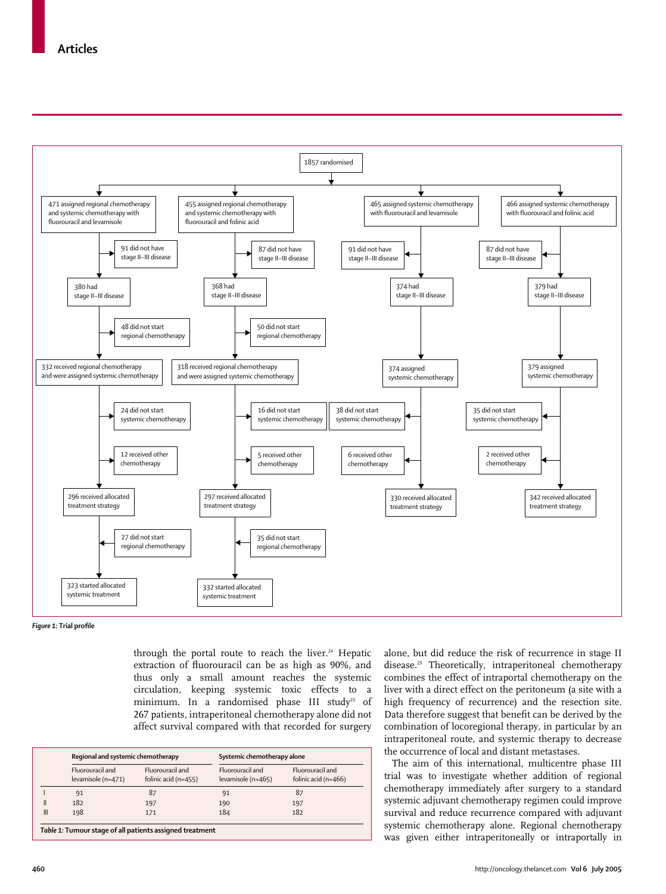1857 randomised

- 471 assigned regional chemotherapy and systemic chemotherapy with fluorouracil and levamisole
  - 91 did not have stage II–III disease
  - 380 had stage II–III disease
  - 48 did not start regional chemotherapy
  - 332 received regional chemotherapy and were assigned systemic chemotherapy
  - 24 did not start systemic chemotherapy
  - 12 received other chemotherapy
  - 296 received allocated treatment strategy
  - 27 did not start regional chemotherapy
  - 323 started allocated systemic treatment
- 455 assigned regional chemotherapy and systemic chemotherapy with fluorouracil and folinic acid
  - 87 did not have stage II–III disease
  - 368 had stage II–III disease
  - 50 did not start regional chemotherapy
  - 318 received regional chemotherapy and were assigned systemic chemotherapy
  - 16 did not start systemic chemotherapy
  - 5 received other chemotherapy
  - 297 received allocated treatment strategy
  - 35 did not start regional chemotherapy
  - 332 started allocated systemic treatment
- 465 assigned systemic chemotherapy with fluorouracil and levamisole
  - 91 did not have stage II–III disease
  - 374 had stage II–III disease
  - 374 assigned systemic chemotherapy
  - 38 did not start systemic chemotherapy
  - 6 received other chemotherapy
  - 330 received allocated treatment strategy
- 466 assigned systemic chemotherapy with fluorouracil and folinic acid
  - 87 did not have stage II–III disease
  - 379 had stage II–III disease
  - 379 assigned systemic chemotherapy
  - 35 did not start systemic chemotherapy
  - 2 received other chemotherapy
  - 342 received allocated treatment strategy

***Figure 1:*** **Trial profile**

through the portal route to reach the liver.[24] Hepatic extraction of fluorouracil can be as high as 90%, and thus only a small amount reaches the systemic circulation, keeping systemic toxic effects to a minimum. In a randomised phase III study[25] of 267 patients, intraperitoneal chemotherapy alone did not affect survival compared with that recorded for surgery alone, but did reduce the risk of recurrence in stage II disease.[25] Theoretically, intraperitoneal chemotherapy combines the effect of intraportal chemotherapy on the liver with a direct effect on the peritoneum (a site with a high frequency of recurrence) and the resection site. Data therefore suggest that benefit can be derived by the combination of locoregional therapy, in particular by an intraperitoneal route, and systemic therapy to decrease the occurrence of local and distant metastases.

The aim of this international, multicentre phase III trial was to investigate whether addition of regional chemotherapy immediately after surgery to a standard systemic adjuvant chemotherapy regimen could improve survival and reduce recurrence compared with adjuvant systemic chemotherapy alone. Regional chemotherapy was given either intraperitoneally or intraportally in

| | **Regional and systemic chemotherapy** | | **Systemic chemotherapy alone** | |
|---|---|---|---|---|
| | Fluorouracil and levamisole (n=471) | Fluorouracil and folinic acid (n=455) | Fluorouracil and levamisole (n=465) | Fluorouracil and folinic acid (n=466) |
| I | 91 | 87 | 91 | 87 |
| II | 182 | 197 | 190 | 197 |
| III | 198 | 171 | 184 | 182 |

***Table 1:*** **Tumour stage of all patients assigned treatment**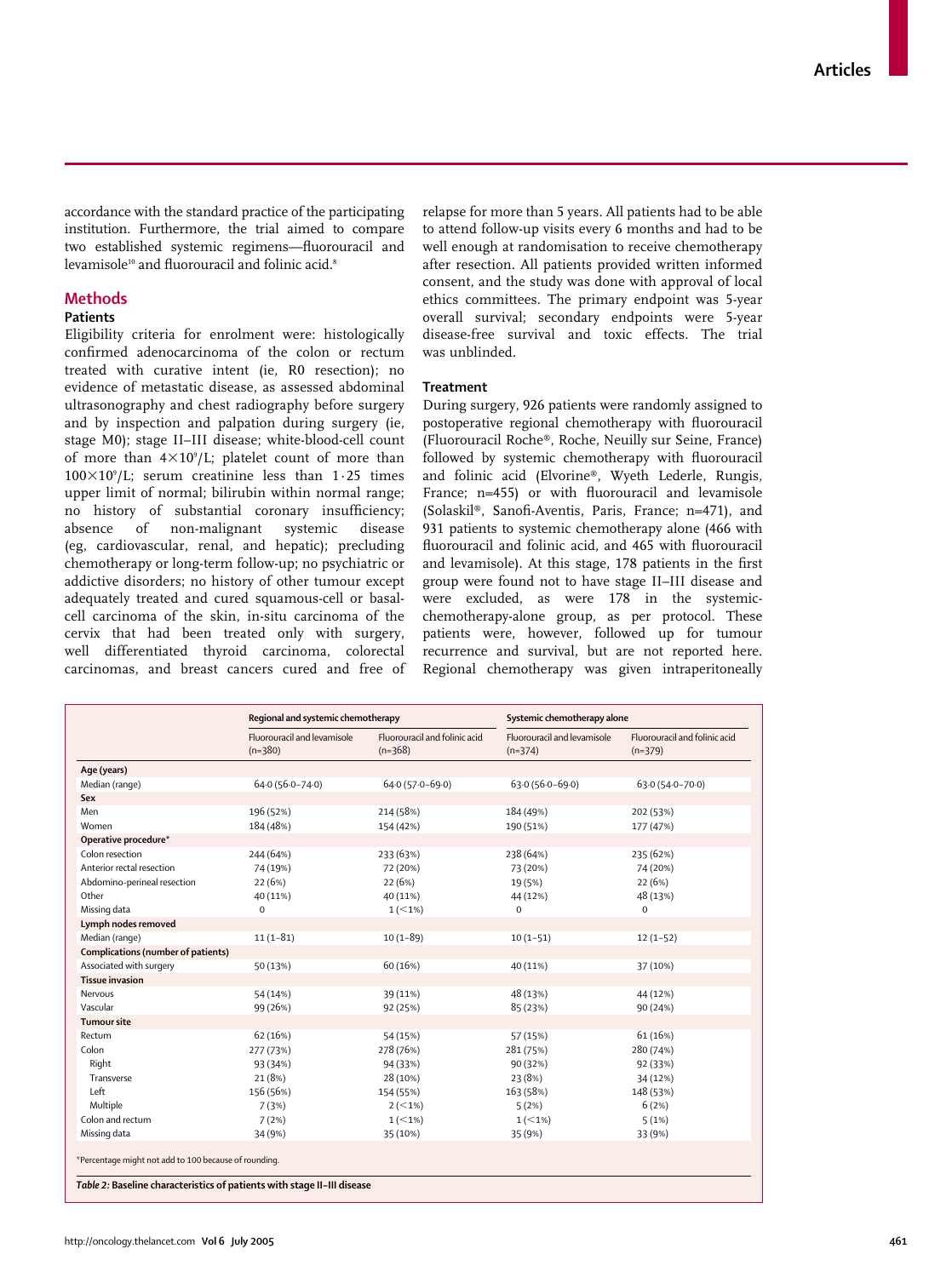accordance with the standard practice of the participating institution. Furthermore, the trial aimed to compare two established systemic regimens—fluorouracil and levamisole[10] and fluorouracil and folinic acid.[8]

## Methods

### Patients

Eligibility criteria for enrolment were: histologically confirmed adenocarcinoma of the colon or rectum treated with curative intent (ie, R0 resection); no evidence of metastatic disease, as assessed abdominal ultrasonography and chest radiography before surgery and by inspection and palpation during surgery (ie, stage M0); stage II–III disease; white-blood-cell count of more than $4 \times 10^9$/L; platelet count of more than $100 \times 10^9$/L; serum creatinine less than 1·25 times upper limit of normal; bilirubin within normal range; no history of substantial coronary insufficiency; absence of non-malignant systemic disease (eg, cardiovascular, renal, and hepatic); precluding chemotherapy or long-term follow-up; no psychiatric or addictive disorders; no history of other tumour except adequately treated and cured squamous-cell or basal-cell carcinoma of the skin, in-situ carcinoma of the cervix that had been treated only with surgery, well differentiated thyroid carcinoma, colorectal carcinomas, and breast cancers cured and free of relapse for more than 5 years. All patients had to be able to attend follow-up visits every 6 months and had to be well enough at randomisation to receive chemotherapy after resection. All patients provided written informed consent, and the study was done with approval of local ethics committees. The primary endpoint was 5-year overall survival; secondary endpoints were 5-year disease-free survival and toxic effects. The trial was unblinded.

### Treatment

During surgery, 926 patients were randomly assigned to postoperative regional chemotherapy with fluorouracil (Fluorouracil Roche®, Roche, Neuilly sur Seine, France) followed by systemic chemotherapy with fluorouracil and folinic acid (Elvorine®, Wyeth Lederle, Rungis, France; n=455) or with fluorouracil and levamisole (Solaskil®, Sanofi-Aventis, Paris, France; n=471), and 931 patients to systemic chemotherapy alone (466 with fluorouracil and folinic acid, and 465 with fluorouracil and levamisole). At this stage, 178 patients in the first group were found not to have stage II–III disease and were excluded, as were 178 in the systemic-chemotherapy-alone group, as per protocol. These patients were, however, followed up for tumour recurrence and survival, but are not reported here. Regional chemotherapy was given intraperitoneally

| | Regional and systemic chemotherapy | | Systemic chemotherapy alone | |
|---|---|---|---|---|
| | Fluorouracil and levamisole (n=380) | Fluorouracil and folinic acid (n=368) | Fluorouracil and levamisole (n=374) | Fluorouracil and folinic acid (n=379) |
| **Age (years)** | | | | |
| Median (range) | 64·0 (56·0–74·0) | 64·0 (57·0–69·0) | 63·0 (56·0–69·0) | 63·0 (54·0–70·0) |
| **Sex** | | | | |
| Men | 196 (52%) | 214 (58%) | 184 (49%) | 202 (53%) |
| Women | 184 (48%) | 154 (42%) | 190 (51%) | 177 (47%) |
| **Operative procedure*** | | | | |
| Colon resection | 244 (64%) | 233 (63%) | 238 (64%) | 235 (62%) |
| Anterior rectal resection | 74 (19%) | 72 (20%) | 73 (20%) | 74 (20%) |
| Abdomino-perineal resection | 22 (6%) | 22 (6%) | 19 (5%) | 22 (6%) |
| Other | 40 (11%) | 40 (11%) | 44 (12%) | 48 (13%) |
| Missing data | 0 | 1 (<1%) | 0 | 0 |
| **Lymph nodes removed** | | | | |
| Median (range) | 11 (1–81) | 10 (1–89) | 10 (1–51) | 12 (1–52) |
| **Complications (number of patients)** | | | | |
| Associated with surgery | 50 (13%) | 60 (16%) | 40 (11%) | 37 (10%) |
| **Tissue invasion** | | | | |
| Nervous | 54 (14%) | 39 (11%) | 48 (13%) | 44 (12%) |
| Vascular | 99 (26%) | 92 (25%) | 85 (23%) | 90 (24%) |
| **Tumour site** | | | | |
| Rectum | 62 (16%) | 54 (15%) | 57 (15%) | 61 (16%) |
| Colon | 277 (73%) | 278 (76%) | 281 (75%) | 280 (74%) |
| Right | 93 (34%) | 94 (33%) | 90 (32%) | 92 (33%) |
| Transverse | 21 (8%) | 28 (10%) | 23 (8%) | 34 (12%) |
| Left | 156 (56%) | 154 (55%) | 163 (58%) | 148 (53%) |
| Multiple | 7 (3%) | 2 (<1%) | 5 (2%) | 6 (2%) |
| Colon and rectum | 7 (2%) | 1 (<1%) | 1 (<1%) | 5 (1%) |
| Missing data | 34 (9%) | 35 (10%) | 35 (9%) | 33 (9%) |

*Percentage might not add to 100 because of rounding.

*Table 2:* **Baseline characteristics of patients with stage II–III disease**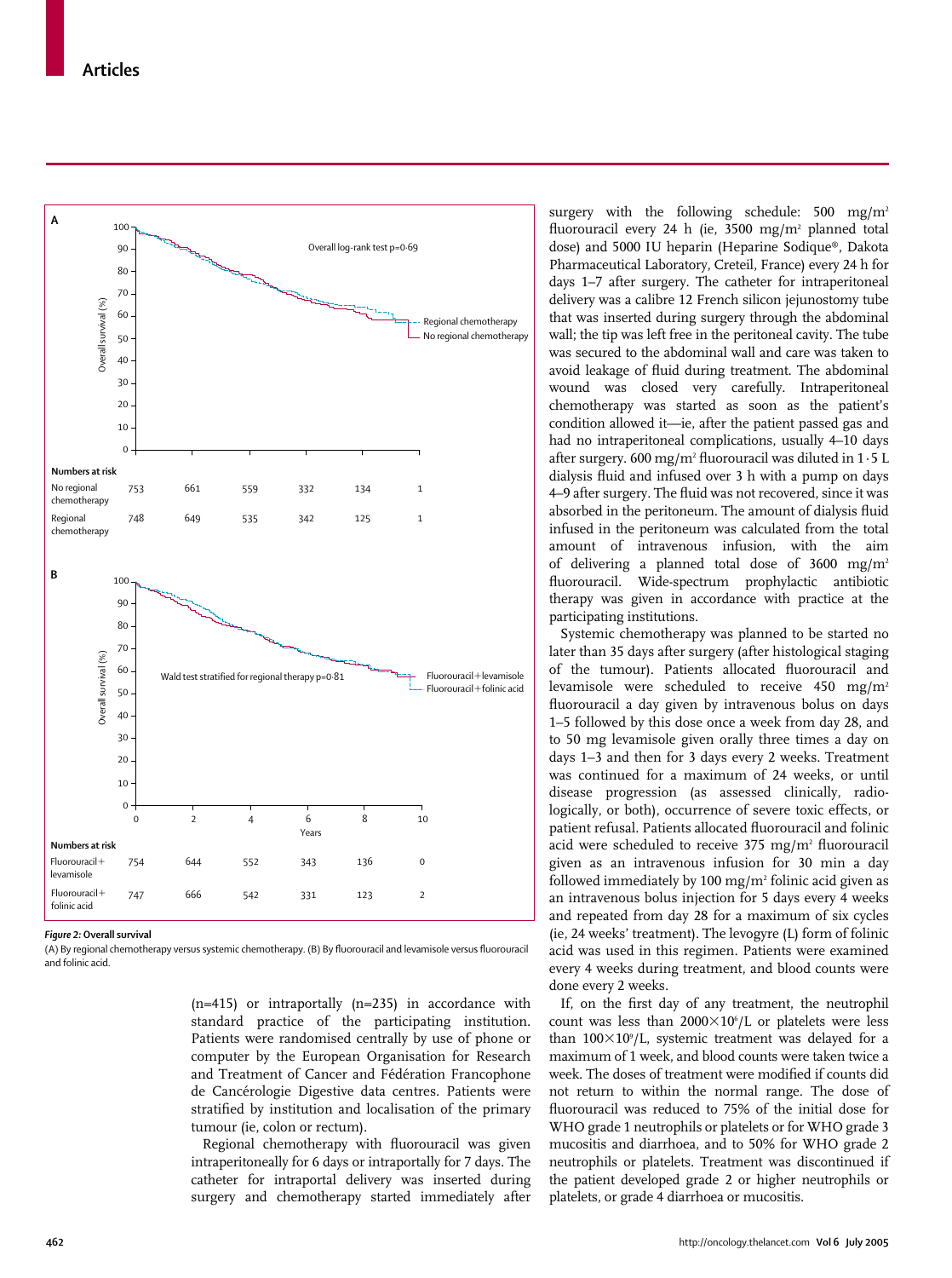Figure 2: Overall survival

(A) By regional chemotherapy versus systemic chemotherapy. (B) By fluorouracil and levamisole versus fluorouracil and folinic acid.

(n=415) or intraportally (n=235) in accordance with standard practice of the participating institution. Patients were randomised centrally by use of phone or computer by the European Organisation for Research and Treatment of Cancer and Fédération Francophone de Cancérologie Digestive data centres. Patients were stratified by institution and localisation of the primary tumour (ie, colon or rectum).

Regional chemotherapy with fluorouracil was given intraperitoneally for 6 days or intraportally for 7 days. The catheter for intraportal delivery was inserted during surgery and chemotherapy started immediately after surgery with the following schedule: 500 mg/m² fluorouracil every 24 h (ie, 3500 mg/m² planned total dose) and 5000 IU heparin (Heparine Sodique®, Dakota Pharmaceutical Laboratory, Creteil, France) every 24 h for days 1–7 after surgery. The catheter for intraperitoneal delivery was a calibre 12 French silicon jejunostomy tube that was inserted during surgery through the abdominal wall; the tip was left free in the peritoneal cavity. The tube was secured to the abdominal wall and care was taken to avoid leakage of fluid during treatment. The abdominal wound was closed very carefully. Intraperitoneal chemotherapy was started as soon as the patient's condition allowed it—ie, after the patient passed gas and had no intraperitoneal complications, usually 4–10 days after surgery. 600 mg/m² fluorouracil was diluted in 1·5 L dialysis fluid and infused over 3 h with a pump on days 4–9 after surgery. The fluid was not recovered, since it was absorbed in the peritoneum. The amount of dialysis fluid infused in the peritoneum was calculated from the total amount of intravenous infusion, with the aim of delivering a planned total dose of 3600 mg/m² fluorouracil. Wide-spectrum prophylactic antibiotic therapy was given in accordance with practice at the participating institutions.

Systemic chemotherapy was planned to be started no later than 35 days after surgery (after histological staging of the tumour). Patients allocated fluorouracil and levamisole were scheduled to receive 450 mg/m² fluorouracil a day given by intravenous bolus on days 1–5 followed by this dose once a week from day 28, and to 50 mg levamisole given orally three times a day on days 1–3 and then for 3 days every 2 weeks. Treatment was continued for a maximum of 24 weeks, or until disease progression (as assessed clinically, radiologically, or both), occurrence of severe toxic effects, or patient refusal. Patients allocated fluorouracil and folinic acid were scheduled to receive 375 mg/m² fluorouracil given as an intravenous infusion for 30 min a day followed immediately by 100 mg/m² folinic acid given as an intravenous bolus injection for 5 days every 4 weeks and repeated from day 28 for a maximum of six cycles (ie, 24 weeks' treatment). The levogyre (L) form of folinic acid was used in this regimen. Patients were examined every 4 weeks during treatment, and blood counts were done every 2 weeks.

If, on the first day of any treatment, the neutrophil count was less than $2000\times10^6$/L or platelets were less than $100\times10^9$/L, systemic treatment was delayed for a maximum of 1 week, and blood counts were taken twice a week. The doses of treatment were modified if counts did not return to within the normal range. The dose of fluorouracil was reduced to 75% of the initial dose for WHO grade 1 neutrophils or platelets or for WHO grade 3 mucositis and diarrhoea, and to 50% for WHO grade 2 neutrophils or platelets. Treatment was discontinued if the patient developed grade 2 or higher neutrophils or platelets, or grade 4 diarrhoea or mucositis.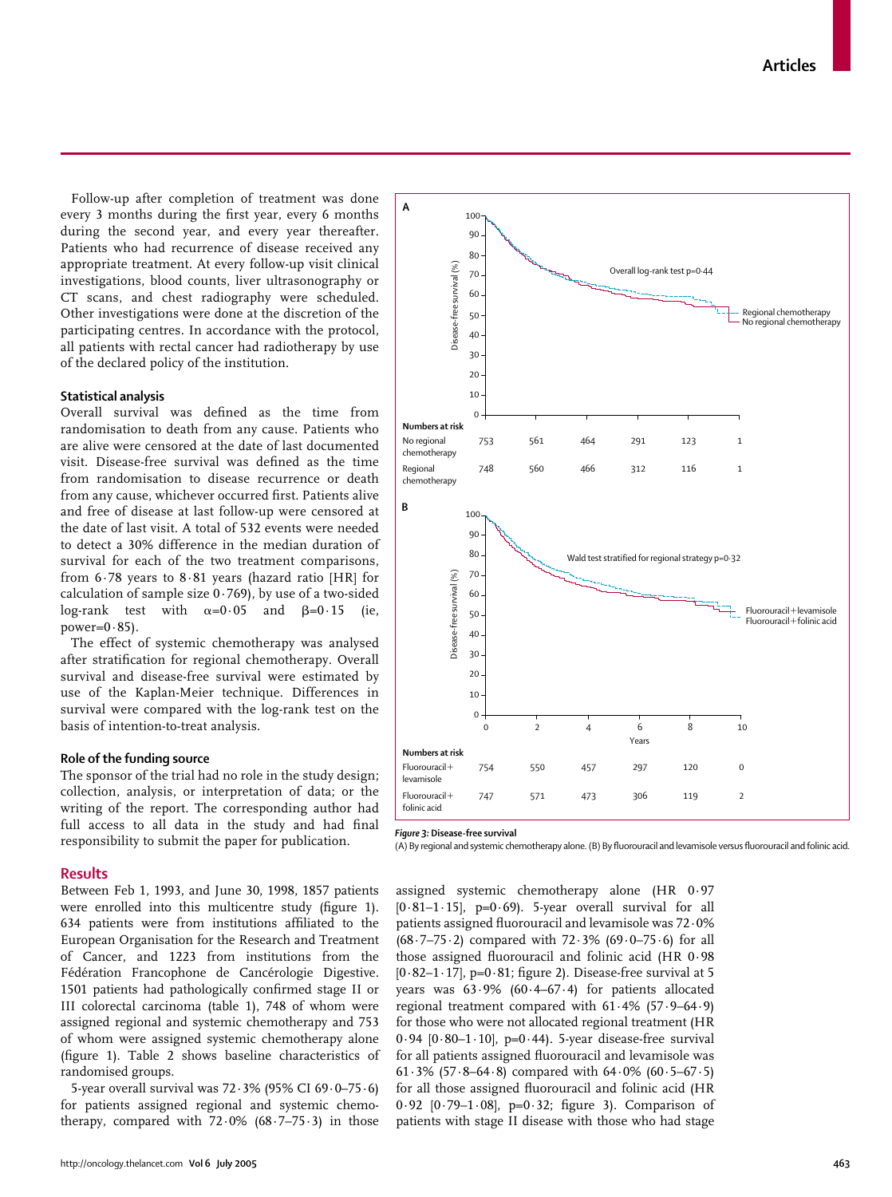Follow-up after completion of treatment was done every 3 months during the first year, every 6 months during the second year, and every year thereafter. Patients who had recurrence of disease received any appropriate treatment. At every follow-up visit clinical investigations, blood counts, liver ultrasonography or CT scans, and chest radiography were scheduled. Other investigations were done at the discretion of the participating centres. In accordance with the protocol, all patients with rectal cancer had radiotherapy by use of the declared policy of the institution.

### Statistical analysis

Overall survival was defined as the time from randomisation to death from any cause. Patients who are alive were censored at the date of last documented visit. Disease-free survival was defined as the time from randomisation to disease recurrence or death from any cause, whichever occurred first. Patients alive and free of disease at last follow-up were censored at the date of last visit. A total of 532 events were needed to detect a 30% difference in the median duration of survival for each of the two treatment comparisons, from 6·78 years to 8·81 years (hazard ratio [HR] for calculation of sample size 0·769), by use of a two-sided log-rank test with $\alpha=0·05$ and $\beta=0·15$ (ie, power=0·85).

The effect of systemic chemotherapy was analysed after stratification for regional chemotherapy. Overall survival and disease-free survival were estimated by use of the Kaplan-Meier technique. Differences in survival were compared with the log-rank test on the basis of intention-to-treat analysis.

### Role of the funding source

The sponsor of the trial had no role in the study design; collection, analysis, or interpretation of data; or the writing of the report. The corresponding author had full access to all data in the study and had final responsibility to submit the paper for publication.

## Results

Between Feb 1, 1993, and June 30, 1998, 1857 patients were enrolled into this multicentre study (figure 1). 634 patients were from institutions affiliated to the European Organisation for the Research and Treatment of Cancer, and 1223 from institutions from the Fédération Francophone de Cancérologie Digestive. 1501 patients had pathologically confirmed stage II or III colorectal carcinoma (table 1), 748 of whom were assigned regional and systemic chemotherapy and 753 of whom were assigned systemic chemotherapy alone (figure 1). Table 2 shows baseline characteristics of randomised groups.

5-year overall survival was 72·3% (95% CI 69·0–75·6) for patients assigned regional and systemic chemotherapy, compared with 72·0% (68·7–75·3) in those assigned systemic chemotherapy alone (HR 0·97 [0·81–1·15], p=0·69). 5-year overall survival for all patients assigned fluorouracil and levamisole was 72·0% (68·7–75·2) compared with 72·3% (69·0–75·6) for all those assigned fluorouracil and folinic acid (HR 0·98 [0·82–1·17], p=0·81; figure 2). Disease-free survival at 5 years was 63·9% (60·4–67·4) for patients allocated regional treatment compared with 61·4% (57·9–64·9) for those who were not allocated regional treatment (HR 0·94 [0·80–1·10], p=0·44). 5-year disease-free survival for all patients assigned fluorouracil and levamisole was 61·3% (57·8–64·8) compared with 64·0% (60·5–67·5) for all those assigned fluorouracil and folinic acid (HR 0·92 [0·79–1·08], p=0·32; figure 3). Comparison of patients with stage II disease with those who had stage

**Figure 3:** Disease-free survival
(A) By regional and systemic chemotherapy alone. (B) By fluorouracil and levamisole versus fluorouracil and folinic acid.

Panel A — Numbers at risk

| | 0 | 2 | 4 | 6 | 8 | 10 |
|---|---|---|---|---|---|---|
| No regional chemotherapy | 753 | 561 | 464 | 291 | 123 | 1 |
| Regional chemotherapy | 748 | 560 | 466 | 312 | 116 | 1 |

Panel B — Numbers at risk

| | 0 | 2 | 4 | 6 | 8 | 10 |
|---|---|---|---|---|---|---|
| Fluorouracil+levamisole | 754 | 550 | 457 | 297 | 120 | 0 |
| Fluorouracil+folinic acid | 747 | 571 | 473 | 306 | 119 | 2 |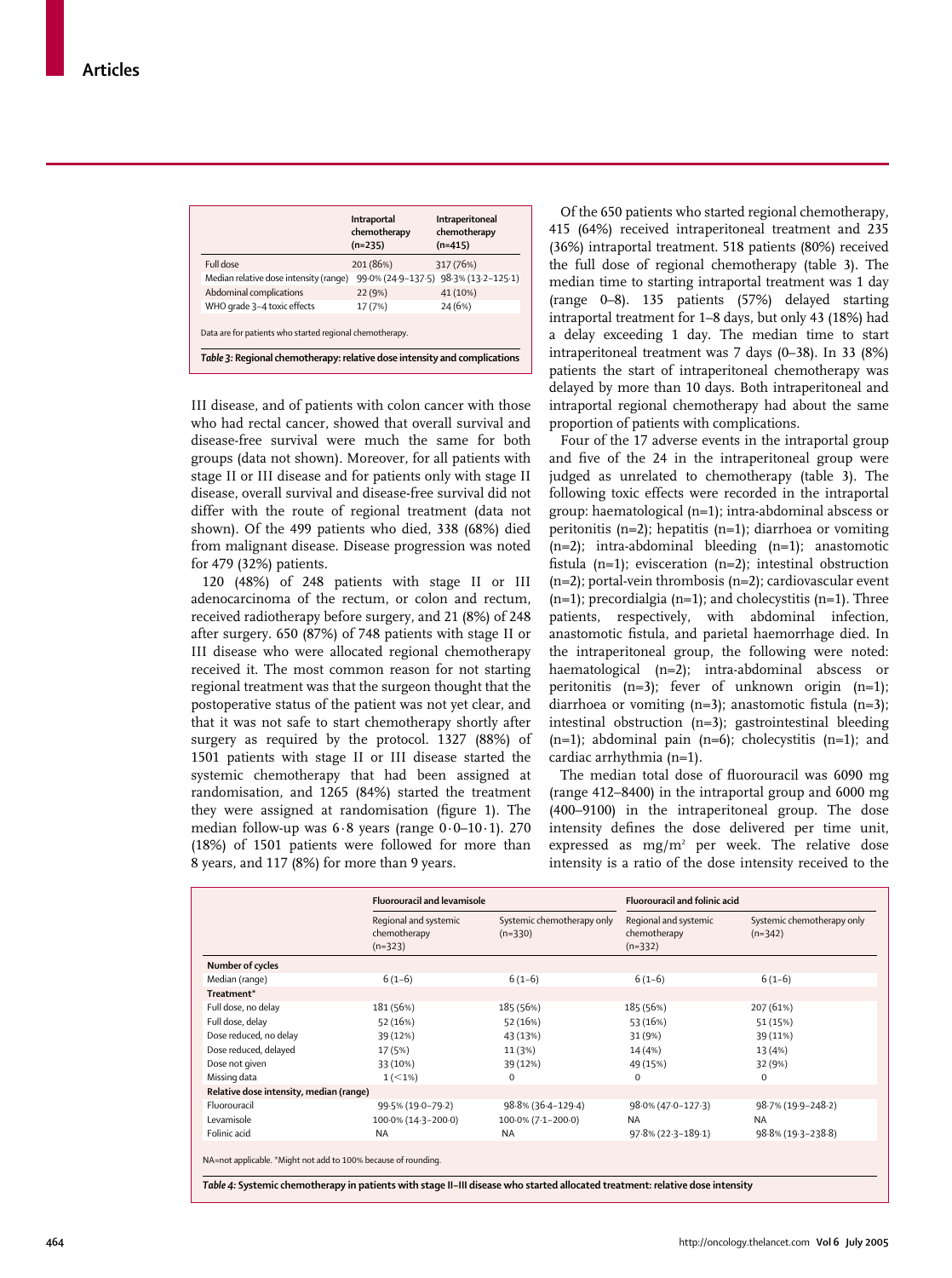| | Intraportal chemotherapy (n=235) | Intraperitoneal chemotherapy (n=415) |
|---|---|---|
| Full dose | 201 (86%) | 317 (76%) |
| Median relative dose intensity (range) | 99·0% (24·9–137·5) | 98·3% (13·2–125·1) |
| Abdominal complications | 22 (9%) | 41 (10%) |
| WHO grade 3–4 toxic effects | 17 (7%) | 24 (6%) |

Data are for patients who started regional chemotherapy.

*Table 3:* **Regional chemotherapy: relative dose intensity and complications**

III disease, and of patients with colon cancer with those who had rectal cancer, showed that overall survival and disease-free survival were much the same for both groups (data not shown). Moreover, for all patients with stage II or III disease and for patients only with stage II disease, overall survival and disease-free survival did not differ with the route of regional treatment (data not shown). Of the 499 patients who died, 338 (68%) died from malignant disease. Disease progression was noted for 479 (32%) patients.

120 (48%) of 248 patients with stage II or III adenocarcinoma of the rectum, or colon and rectum, received radiotherapy before surgery, and 21 (8%) of 248 after surgery. 650 (87%) of 748 patients with stage II or III disease who were allocated regional chemotherapy received it. The most common reason for not starting regional treatment was that the surgeon thought that the postoperative status of the patient was not yet clear, and that it was not safe to start chemotherapy shortly after surgery as required by the protocol. 1327 (88%) of 1501 patients with stage II or III disease started the systemic chemotherapy that had been assigned at randomisation, and 1265 (84%) started the treatment they were assigned at randomisation (figure 1). The median follow-up was 6·8 years (range 0·0–10·1). 270 (18%) of 1501 patients were followed for more than 8 years, and 117 (8%) for more than 9 years.

Of the 650 patients who started regional chemotherapy, 415 (64%) received intraperitoneal treatment and 235 (36%) intraportal treatment. 518 patients (80%) received the full dose of regional chemotherapy (table 3). The median time to starting intraportal treatment was 1 day (range 0–8). 135 patients (57%) delayed starting intraportal treatment for 1–8 days, but only 43 (18%) had a delay exceeding 1 day. The median time to start intraperitoneal treatment was 7 days (0–38). In 33 (8%) patients the start of intraperitoneal chemotherapy was delayed by more than 10 days. Both intraperitoneal and intraportal regional chemotherapy had about the same proportion of patients with complications.

Four of the 17 adverse events in the intraportal group and five of the 24 in the intraperitoneal group were judged as unrelated to chemotherapy (table 3). The following toxic effects were recorded in the intraportal group: haematological (n=1); intra-abdominal abscess or peritonitis (n=2); hepatitis (n=1); diarrhoea or vomiting (n=2); intra-abdominal bleeding (n=1); anastomotic fistula (n=1); evisceration (n=2); intestinal obstruction (n=2); portal-vein thrombosis (n=2); cardiovascular event (n=1); precordialgia (n=1); and cholecystitis (n=1). Three patients, respectively, with abdominal infection, anastomotic fistula, and parietal haemorrhage died. In the intraperitoneal group, the following were noted: haematological (n=2); intra-abdominal abscess or peritonitis (n=3); fever of unknown origin (n=1); diarrhoea or vomiting (n=3); anastomotic fistula (n=3); intestinal obstruction (n=3); gastrointestinal bleeding (n=1); abdominal pain (n=6); cholecystitis (n=1); and cardiac arrhythmia (n=1).

The median total dose of fluorouracil was 6090 mg (range 412–8400) in the intraportal group and 6000 mg (400–9100) in the intraperitoneal group. The dose intensity defines the dose delivered per time unit, expressed as mg/m$^2$ per week. The relative dose intensity is a ratio of the dose intensity received to the

| | Fluorouracil and levamisole | | Fluorouracil and folinic acid | |
|---|---|---|---|---|
| | Regional and systemic chemotherapy (n=323) | Systemic chemotherapy only (n=330) | Regional and systemic chemotherapy (n=332) | Systemic chemotherapy only (n=342) |
| **Number of cycles** | | | | |
| Median (range) | 6 (1–6) | 6 (1–6) | 6 (1–6) | 6 (1–6) |
| **Treatment*** | | | | |
| Full dose, no delay | 181 (56%) | 185 (56%) | 185 (56%) | 207 (61%) |
| Full dose, delay | 52 (16%) | 52 (16%) | 53 (16%) | 51 (15%) |
| Dose reduced, no delay | 39 (12%) | 43 (13%) | 31 (9%) | 39 (11%) |
| Dose reduced, delayed | 17 (5%) | 11 (3%) | 14 (4%) | 13 (4%) |
| Dose not given | 33 (10%) | 39 (12%) | 49 (15%) | 32 (9%) |
| Missing data | 1 (<1%) | 0 | 0 | 0 |
| **Relative dose intensity, median (range)** | | | | |
| Fluorouracil | 99·5% (19·0–79·2) | 98·8% (36·4–129·4) | 98·0% (47·0–127·3) | 98·7% (19·9–248·2) |
| Levamisole | 100·0% (14·3–200·0) | 100·0% (7·1–200·0) | NA | NA |
| Folinic acid | NA | NA | 97·8% (22·3–189·1) | 98·8% (19·3–238·8) |

NA=not applicable. *Might not add to 100% because of rounding.

*Table 4:* **Systemic chemotherapy in patients with stage II–III disease who started allocated treatment: relative dose intensity**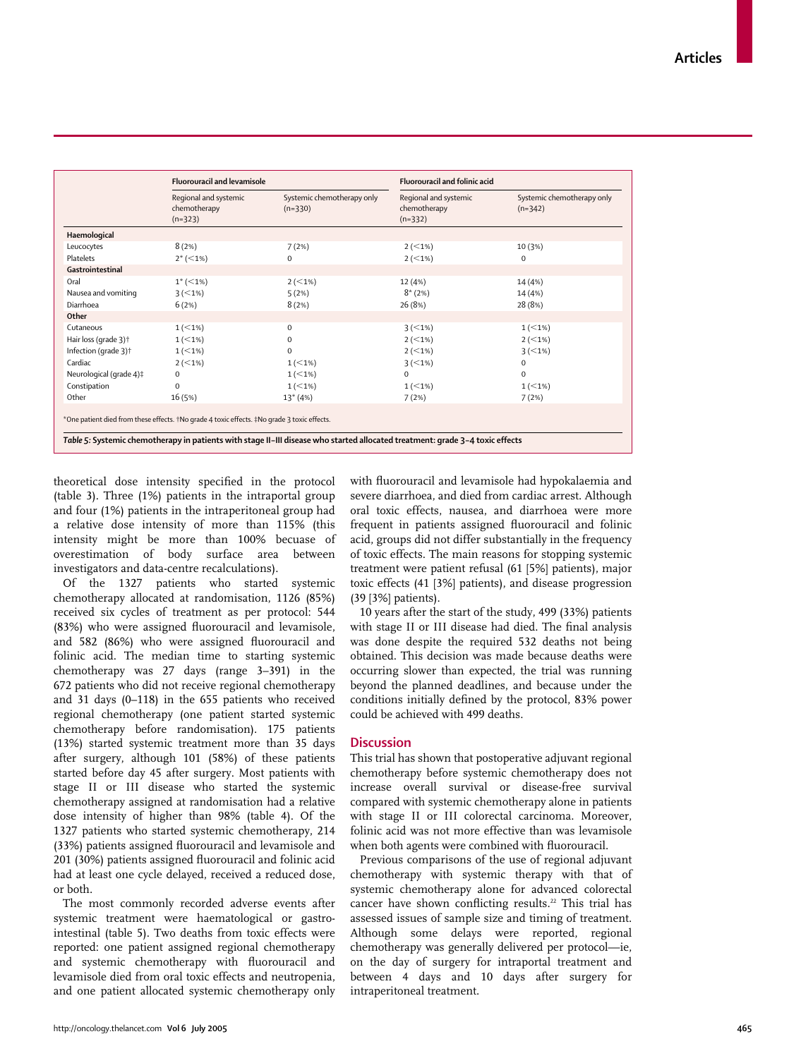| | Fluorouracil and levamisole | | Fluorouracil and folinic acid | |
|---|---|---|---|---|
| | Regional and systemic chemotherapy (n=323) | Systemic chemotherapy only (n=330) | Regional and systemic chemotherapy (n=332) | Systemic chemotherapy only (n=342) |
| **Haemological** | | | | |
| Leucocytes | 8 (2%) | 7 (2%) | 2 (<1%) | 10 (3%) |
| Platelets | 2* (<1%) | 0 | 2 (<1%) | 0 |
| **Gastrointestinal** | | | | |
| Oral | 1* (<1%) | 2 (<1%) | 12 (4%) | 14 (4%) |
| Nausea and vomiting | 3 (<1%) | 5 (2%) | 8* (2%) | 14 (4%) |
| Diarrhoea | 6 (2%) | 8 (2%) | 26 (8%) | 28 (8%) |
| **Other** | | | | |
| Cutaneous | 1 (<1%) | 0 | 3 (<1%) | 1 (<1%) |
| Hair loss (grade 3)† | 1 (<1%) | 0 | 2 (<1%) | 2 (<1%) |
| Infection (grade 3)† | 1 (<1%) | 0 | 2 (<1%) | 3 (<1%) |
| Cardiac | 2 (<1%) | 1 (<1%) | 3 (<1%) | 0 |
| Neurological (grade 4)‡ | 0 | 1 (<1%) | 0 | 0 |
| Constipation | 0 | 1 (<1%) | 1 (<1%) | 1 (<1%) |
| Other | 16 (5%) | 13* (4%) | 7 (2%) | 7 (2%) |

*One patient died from these effects. †No grade 4 toxic effects. ‡No grade 3 toxic effects.

*Table 5:* **Systemic chemotherapy in patients with stage II–III disease who started allocated treatment: grade 3–4 toxic effects**

theoretical dose intensity specified in the protocol (table 3). Three (1%) patients in the intraportal group and four (1%) patients in the intraperitoneal group had a relative dose intensity of more than 115% (this intensity might be more than 100% becuase of overestimation of body surface area between investigators and data-centre recalculations).

Of the 1327 patients who started systemic chemotherapy allocated at randomisation, 1126 (85%) received six cycles of treatment as per protocol: 544 (83%) who were assigned fluorouracil and levamisole, and 582 (86%) who were assigned fluorouracil and folinic acid. The median time to starting systemic chemotherapy was 27 days (range 3–391) in the 672 patients who did not receive regional chemotherapy and 31 days (0–118) in the 655 patients who received regional chemotherapy (one patient started systemic chemotherapy before randomisation). 175 patients (13%) started systemic treatment more than 35 days after surgery, although 101 (58%) of these patients started before day 45 after surgery. Most patients with stage II or III disease who started the systemic chemotherapy assigned at randomisation had a relative dose intensity of higher than 98% (table 4). Of the 1327 patients who started systemic chemotherapy, 214 (33%) patients assigned fluorouracil and levamisole and 201 (30%) patients assigned fluorouracil and folinic acid had at least one cycle delayed, received a reduced dose, or both.

The most commonly recorded adverse events after systemic treatment were haematological or gastrointestinal (table 5). Two deaths from toxic effects were reported: one patient assigned regional chemotherapy and systemic chemotherapy with fluorouracil and levamisole died from oral toxic effects and neutropenia, and one patient allocated systemic chemotherapy only with fluorouracil and levamisole had hypokalaemia and severe diarrhoea, and died from cardiac arrest. Although oral toxic effects, nausea, and diarrhoea were more frequent in patients assigned fluorouracil and folinic acid, groups did not differ substantially in the frequency of toxic effects. The main reasons for stopping systemic treatment were patient refusal (61 [5%] patients), major toxic effects (41 [3%] patients), and disease progression (39 [3%] patients).

10 years after the start of the study, 499 (33%) patients with stage II or III disease had died. The final analysis was done despite the required 532 deaths not being obtained. This decision was made because deaths were occurring slower than expected, the trial was running beyond the planned deadlines, and because under the conditions initially defined by the protocol, 83% power could be achieved with 499 deaths.

## Discussion

This trial has shown that postoperative adjuvant regional chemotherapy before systemic chemotherapy does not increase overall survival or disease-free survival compared with systemic chemotherapy alone in patients with stage II or III colorectal carcinoma. Moreover, folinic acid was not more effective than was levamisole when both agents were combined with fluorouracil.

Previous comparisons of the use of regional adjuvant chemotherapy with systemic therapy with that of systemic chemotherapy alone for advanced colorectal cancer have shown conflicting results.[22] This trial has assessed issues of sample size and timing of treatment. Although some delays were reported, regional chemotherapy was generally delivered per protocol—ie, on the day of surgery for intraportal treatment and between 4 days and 10 days after surgery for intraperitoneal treatment.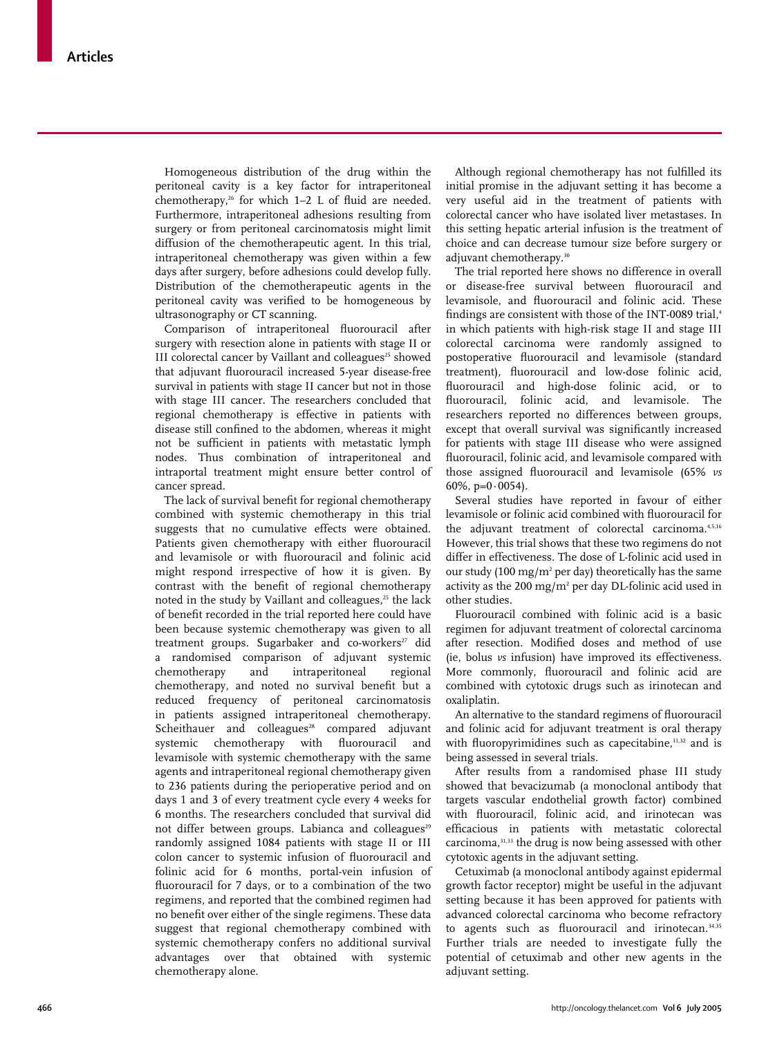Homogeneous distribution of the drug within the peritoneal cavity is a key factor for intraperitoneal chemotherapy,[26] for which 1–2 L of fluid are needed. Furthermore, intraperitoneal adhesions resulting from surgery or from peritoneal carcinomatosis might limit diffusion of the chemotherapeutic agent. In this trial, intraperitoneal chemotherapy was given within a few days after surgery, before adhesions could develop fully. Distribution of the chemotherapeutic agents in the peritoneal cavity was verified to be homogeneous by ultrasonography or CT scanning.

Comparison of intraperitoneal fluorouracil after surgery with resection alone in patients with stage II or III colorectal cancer by Vaillant and colleagues[25] showed that adjuvant fluorouracil increased 5-year disease-free survival in patients with stage II cancer but not in those with stage III cancer. The researchers concluded that regional chemotherapy is effective in patients with disease still confined to the abdomen, whereas it might not be sufficient in patients with metastatic lymph nodes. Thus combination of intraperitoneal and intraportal treatment might ensure better control of cancer spread.

The lack of survival benefit for regional chemotherapy combined with systemic chemotherapy in this trial suggests that no cumulative effects were obtained. Patients given chemotherapy with either fluorouracil and levamisole or with fluorouracil and folinic acid might respond irrespective of how it is given. By contrast with the benefit of regional chemotherapy noted in the study by Vaillant and colleagues,[25] the lack of benefit recorded in the trial reported here could have been because systemic chemotherapy was given to all treatment groups. Sugarbaker and co-workers[27] did a randomised comparison of adjuvant systemic chemotherapy and intraperitoneal regional chemotherapy, and noted no survival benefit but a reduced frequency of peritoneal carcinomatosis in patients assigned intraperitoneal chemotherapy. Scheithauer and colleagues[28] compared adjuvant systemic chemotherapy with fluorouracil and levamisole with systemic chemotherapy with the same agents and intraperitoneal regional chemotherapy given to 236 patients during the perioperative period and on days 1 and 3 of every treatment cycle every 4 weeks for 6 months. The researchers concluded that survival did not differ between groups. Labianca and colleagues[29] randomly assigned 1084 patients with stage II or III colon cancer to systemic infusion of fluorouracil and folinic acid for 6 months, portal-vein infusion of fluorouracil for 7 days, or to a combination of the two regimens, and reported that the combined regimen had no benefit over either of the single regimens. These data suggest that regional chemotherapy combined with systemic chemotherapy confers no additional survival advantages over that obtained with systemic chemotherapy alone.

Although regional chemotherapy has not fulfilled its initial promise in the adjuvant setting it has become a very useful aid in the treatment of patients with colorectal cancer who have isolated liver metastases. In this setting hepatic arterial infusion is the treatment of choice and can decrease tumour size before surgery or adjuvant chemotherapy.[30]

The trial reported here shows no difference in overall or disease-free survival between fluorouracil and levamisole, and fluorouracil and folinic acid. These findings are consistent with those of the INT-0089 trial,[4] in which patients with high-risk stage II and stage III colorectal carcinoma were randomly assigned to postoperative fluorouracil and levamisole (standard treatment), fluorouracil and low-dose folinic acid, fluorouracil and high-dose folinic acid, or to fluorouracil, folinic acid, and levamisole. The researchers reported no differences between groups, except that overall survival was significantly increased for patients with stage III disease who were assigned fluorouracil, folinic acid, and levamisole compared with those assigned fluorouracil and levamisole (65% *vs* 60%, $p=0.0054$).

Several studies have reported in favour of either levamisole or folinic acid combined with fluorouracil for the adjuvant treatment of colorectal carcinoma.[4,5,16] However, this trial shows that these two regimens do not differ in effectiveness. The dose of L-folinic acid used in our study (100 mg/m$^2$ per day) theoretically has the same activity as the 200 mg/m$^2$ per day DL-folinic acid used in other studies.

Fluorouracil combined with folinic acid is a basic regimen for adjuvant treatment of colorectal carcinoma after resection. Modified doses and method of use (ie, bolus *vs* infusion) have improved its effectiveness. More commonly, fluorouracil and folinic acid are combined with cytotoxic drugs such as irinotecan and oxaliplatin.

An alternative to the standard regimens of fluorouracil and folinic acid for adjuvant treatment is oral therapy with fluoropyrimidines such as capecitabine,[31,32] and is being assessed in several trials.

After results from a randomised phase III study showed that bevacizumab (a monoclonal antibody that targets vascular endothelial growth factor) combined with fluorouracil, folinic acid, and irinotecan was efficacious in patients with metastatic colorectal carcinoma,[31,33] the drug is now being assessed with other cytotoxic agents in the adjuvant setting.

Cetuximab (a monoclonal antibody against epidermal growth factor receptor) might be useful in the adjuvant setting because it has been approved for patients with advanced colorectal carcinoma who become refractory to agents such as fluorouracil and irinotecan.[34,35] Further trials are needed to investigate fully the potential of cetuximab and other new agents in the adjuvant setting.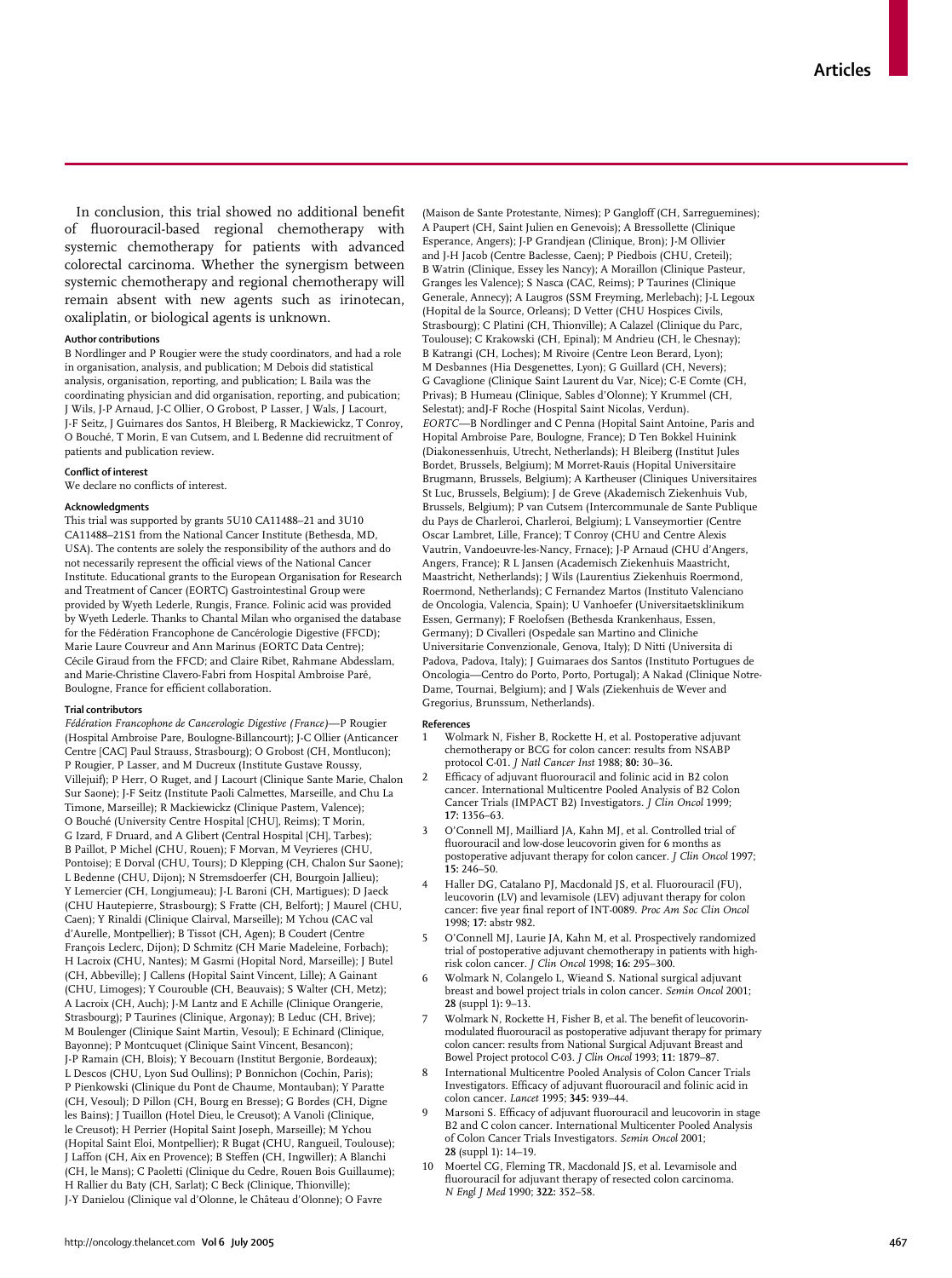In conclusion, this trial showed no additional benefit of fluorouracil-based regional chemotherapy with systemic chemotherapy for patients with advanced colorectal carcinoma. Whether the synergism between systemic chemotherapy and regional chemotherapy will remain absent with new agents such as irinotecan, oxaliplatin, or biological agents is unknown.

#### Author contributions

B Nordlinger and P Rougier were the study coordinators, and had a role in organisation, analysis, and publication; M Debois did statistical analysis, organisation, reporting, and publication; L Baila was the coordinating physician and did organisation, reporting, and pubication; J Wils, J-P Arnaud, J-C Ollier, O Grobost, P Lasser, J Wals, J Lacourt, J-F Seitz, J Guimares dos Santos, H Bleiberg, R Mackiewickz, T Conroy, O Bouché, T Morin, E van Cutsem, and L Bedenne did recruitment of patients and publication review.

#### Conflict of interest

We declare no conflicts of interest.

#### Acknowledgments

This trial was supported by grants 5U10 CA11488–21 and 3U10 CA11488–21S1 from the National Cancer Institute (Bethesda, MD, USA). The contents are solely the responsibility of the authors and do not necessarily represent the official views of the National Cancer Institute. Educational grants to the European Organisation for Research and Treatment of Cancer (EORTC) Gastrointestinal Group were provided by Wyeth Lederle, Rungis, France. Folinic acid was provided by Wyeth Lederle. Thanks to Chantal Milan who organised the database for the Fédération Francophone de Cancérologie Digestive (FFCD); Marie Laure Couvreur and Ann Marinus (EORTC Data Centre); Cécile Giraud from the FFCD; and Claire Ribet, Rahmane Abdesslam, and Marie-Christine Clavero-Fabri from Hospital Ambroise Paré, Boulogne, France for efficient collaboration.

#### Trial contributors

*Fédération Francophone de Cancerologie Digestive (France)*—P Rougier (Hospital Ambroise Pare, Boulogne-Billancourt); J-C Ollier (Anticancer Centre [CAC] Paul Strauss, Strasbourg); O Grobost (CH, Montlucon); P Rougier, P Lasser, and M Ducreux (Institute Gustave Roussy, Villejuif); P Herr, O Ruget, and J Lacourt (Clinique Sante Marie, Chalon Sur Saone); J-F Seitz (Institute Paoli Calmettes, Marseille, and Chu La Timone, Marseille); R Mackiewickz (Clinique Pastem, Valence); O Bouché (University Centre Hospital [CHU], Reims); T Morin, G Izard, F Druard, and A Glibert (Central Hospital [CH], Tarbes); B Paillot, P Michel (CHU, Rouen); F Morvan, M Veyrieres (CHU, Pontoise); E Dorval (CHU, Tours); D Klepping (CH, Chalon Sur Saone); L Bedenne (CHU, Dijon); N Stremsdoerfer (CH, Bourgoin Jallieu); Y Lemercier (CH, Longjumeau); J-L Baroni (CH, Martigues); D Jaeck (CHU Hautepierre, Strasbourg); S Fratte (CH, Belfort); J Maurel (CHU, Caen); Y Rinaldi (Clinique Clairval, Marseille); M Ychou (CAC val d'Aurelle, Montpellier); B Tissot (CH, Agen); B Coudert (Centre François Leclerc, Dijon); D Schmitz (CH Marie Madeleine, Forbach); H Lacroix (CHU, Nantes); M Gasmi (Hopital Nord, Marseille); J Butel (CH, Abbeville); J Callens (Hopital Saint Vincent, Lille); A Gainant (CHU, Limoges); Y Courouble (CH, Beauvais); S Walter (CH, Metz); A Lacroix (CH, Auch); J-M Lantz and E Achille (Clinique Orangerie, Strasbourg); P Taurines (Clinique, Argonay); B Leduc (CH, Brive); M Boulenger (Clinique Saint Martin, Vesoul); E Echinard (Clinique, Bayonne); P Montcuquet (Clinique Saint Vincent, Besancon); J-P Ramain (CH, Blois); Y Becouarn (Institut Bergonie, Bordeaux); L Descos (CHU, Lyon Sud Oullins); P Bonnichon (Cochin, Paris); P Pienkowski (Clinique du Pont de Chaume, Montauban); Y Paratte (CH, Vesoul); D Pillon (CH, Bourg en Bresse); G Bordes (CH, Digne les Bains); J Tuaillon (Hotel Dieu, le Creusot); A Vanoli (Clinique, le Creusot); H Perrier (Hopital Saint Joseph, Marseille); M Ychou (Hopital Saint Eloi, Montpellier); R Bugat (CHU, Rangueil, Toulouse); J Laffon (CH, Aix en Provence); B Steffen (CH, Ingwiller); A Blanchi (CH, le Mans); C Paoletti (Clinique du Cedre, Rouen Bois Guillaume); H Rallier du Baty (CH, Sarlat); C Beck (Clinique, Thionville); J-Y Danielou (Clinique val d'Olonne, le Château d'Olonne); O Favre (Maison de Sante Protestante, Nimes); P Gangloff (CH, Sarreguemines); A Paupert (CH, Saint Julien en Genevois); A Bressollette (Clinique Esperance, Angers); J-P Grandjean (Clinique, Bron); J-M Ollivier and J-H Jacob (Centre Baclesse, Caen); P Piedbois (CHU, Creteil); B Watrin (Clinique, Essey les Nancy); A Moraillon (Clinique Pasteur, Granges les Valence); S Nasca (CAC, Reims); P Taurines (Clinique Generale, Annecy); A Laugros (SSM Freyming, Merlebach); J-L Legoux (Hopital de la Source, Orleans); D Vetter (CHU Hospices Civils, Strasbourg); C Platini (CH, Thionville); A Calazel (Clinique du Parc, Toulouse); C Krakowski (CH, Epinal); M Andrieu (CH, le Chesnay); B Katrangi (CH, Loches); M Rivoire (Centre Leon Berard, Lyon); M Desbannes (Hia Desgenettes, Lyon); G Guillard (CH, Nevers); G Cavaglione (Clinique Saint Laurent du Var, Nice); C-E Comte (CH, Privas); B Humeau (Clinique, Sables d'Olonne); Y Krummel (CH, Selestat); andJ-F Roche (Hospital Saint Nicolas, Verdun).

*EORTC*—B Nordlinger and C Penna (Hopital Saint Antoine, Paris and Hopital Ambroise Pare, Boulogne, France); D Ten Bokkel Huinink (Diakonessenhuis, Utrecht, Netherlands); H Bleiberg (Institut Jules Bordet, Brussels, Belgium); M Morret-Rauis (Hopital Universitaire Brugmann, Brussels, Belgium); A Kartheuser (Cliniques Universitaires St Luc, Brussels, Belgium); J de Greve (Akademisch Ziekenhuis Vub, Brussels, Belgium); P van Cutsem (Intercommunale de Sante Publique du Pays de Charleroi, Charleroi, Belgium); L Vanseymortier (Centre Oscar Lambret, Lille, France); T Conroy (CHU and Centre Alexis Vautrin, Vandoeuvre-les-Nancy, Frnace); J-P Arnaud (CHU d'Angers, Angers, France); R L Jansen (Academisch Ziekenhuis Maastricht, Maastricht, Netherlands); J Wils (Laurentius Ziekenhuis Roermond, Roermond, Netherlands); C Fernandez Martos (Instituto Valenciano de Oncologia, Valencia, Spain); U Vanhoefer (Universitaetsklinikum Essen, Germany); F Roelofsen (Bethesda Krankenhaus, Essen, Germany); D Civalleri (Ospedale san Martino and Cliniche Universitarie Convenzionale, Genova, Italy); D Nitti (Universita di Padova, Padova, Italy); J Guimaraes dos Santos (Instituto Portugues de Oncologia—Centro do Porto, Porto, Portugal); A Nakad (Clinique Notre-Dame, Tournai, Belgium); and J Wals (Ziekenhuis de Wever and Gregorius, Brunssum, Netherlands).

#### References

1. Wolmark N, Fisher B, Rockette H, et al. Postoperative adjuvant chemotherapy or BCG for colon cancer: results from NSABP protocol C-01. *J Natl Cancer Inst* 1988; **80:** 30–36.
2. Efficacy of adjuvant fluorouracil and folinic acid in B2 colon cancer. International Multicentre Pooled Analysis of B2 Colon Cancer Trials (IMPACT B2) Investigators. *J Clin Oncol* 1999; **17:** 1356–63.
3. O'Connell MJ, Mailliard JA, Kahn MJ, et al. Controlled trial of fluorouracil and low-dose leucovorin given for 6 months as postoperative adjuvant therapy for colon cancer. *J Clin Oncol* 1997; **15:** 246–50.
4. Haller DG, Catalano PJ, Macdonald JS, et al. Fluorouracil (FU), leucovorin (LV) and levamisole (LEV) adjuvant therapy for colon cancer: five year final report of INT-0089. *Proc Am Soc Clin Oncol* 1998; **17:** abstr 982.
5. O'Connell MJ, Laurie JA, Kahn M, et al. Prospectively randomized trial of postoperative adjuvant chemotherapy in patients with high-risk colon cancer. *J Clin Oncol* 1998; **16:** 295–300.
6. Wolmark N, Colangelo L, Wieand S. National surgical adjuvant breast and bowel project trials in colon cancer. *Semin Oncol* 2001; **28** (suppl 1)**:** 9–13.
7. Wolmark N, Rockette H, Fisher B, et al. The benefit of leucovorin-modulated fluorouracil as postoperative adjuvant therapy for primary colon cancer: results from National Surgical Adjuvant Breast and Bowel Project protocol C-03. *J Clin Oncol* 1993; **11:** 1879–87.
8. International Multicentre Pooled Analysis of Colon Cancer Trials Investigators. Efficacy of adjuvant fluorouracil and folinic acid in colon cancer. *Lancet* 1995; **345:** 939–44.
9. Marsoni S. Efficacy of adjuvant fluorouracil and leucovorin in stage B2 and C colon cancer. International Multicenter Pooled Analysis of Colon Cancer Trials Investigators. *Semin Oncol* 2001; **28** (suppl 1)**:** 14–19.
10. Moertel CG, Fleming TR, Macdonald JS, et al. Levamisole and fluorouracil for adjuvant therapy of resected colon carcinoma. *N Engl J Med* 1990; **322:** 352–58.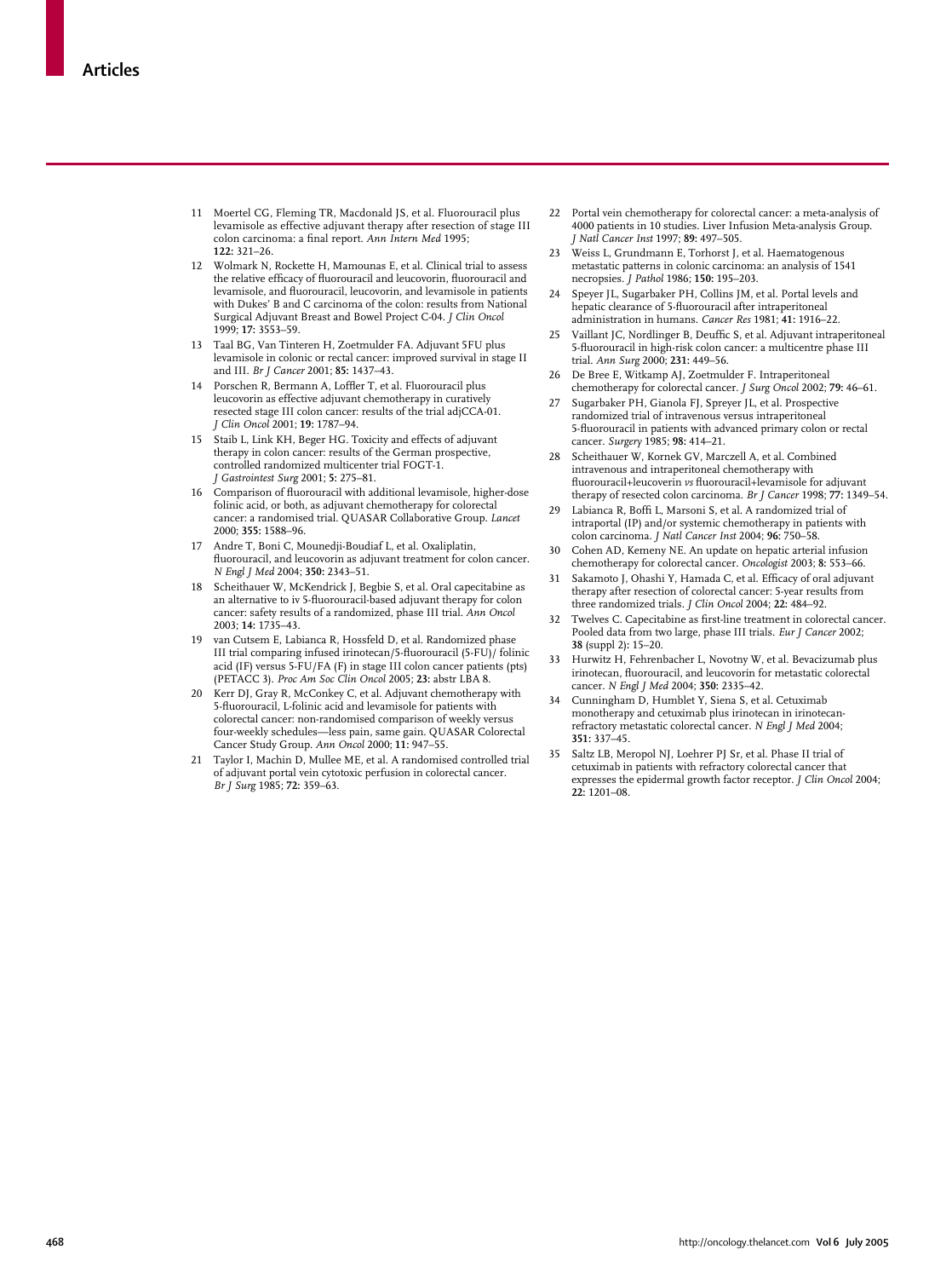11 Moertel CG, Fleming TR, Macdonald JS, et al. Fluorouracil plus levamisole as effective adjuvant therapy after resection of stage III colon carcinoma: a final report. *Ann Intern Med* 1995; **122:** 321–26.

12 Wolmark N, Rockette H, Mamounas E, et al. Clinical trial to assess the relative efficacy of fluorouracil and leucovorin, fluorouracil and levamisole, and fluorouracil, leucovorin, and levamisole in patients with Dukes' B and C carcinoma of the colon: results from National Surgical Adjuvant Breast and Bowel Project C-04. *J Clin Oncol* 1999; **17:** 3553–59.

13 Taal BG, Van Tinteren H, Zoetmulder FA. Adjuvant 5FU plus levamisole in colonic or rectal cancer: improved survival in stage II and III. *Br J Cancer* 2001; **85:** 1437–43.

14 Porschen R, Bermann A, Loffler T, et al. Fluorouracil plus leucovorin as effective adjuvant chemotherapy in curatively resected stage III colon cancer: results of the trial adjCCA-01. *J Clin Oncol* 2001; **19:** 1787–94.

15 Staib L, Link KH, Beger HG. Toxicity and effects of adjuvant therapy in colon cancer: results of the German prospective, controlled randomized multicenter trial FOGT-1. *J Gastrointest Surg* 2001; **5:** 275–81.

16 Comparison of fluorouracil with additional levamisole, higher-dose folinic acid, or both, as adjuvant chemotherapy for colorectal cancer: a randomised trial. QUASAR Collaborative Group. *Lancet* 2000; **355:** 1588–96.

17 Andre T, Boni C, Mounedji-Boudiaf L, et al. Oxaliplatin, fluorouracil, and leucovorin as adjuvant treatment for colon cancer. *N Engl J Med* 2004; **350:** 2343–51.

18 Scheithauer W, McKendrick J, Begbie S, et al. Oral capecitabine as an alternative to iv 5-fluorouracil-based adjuvant therapy for colon cancer: safety results of a randomized, phase III trial. *Ann Oncol* 2003; **14:** 1735–43.

19 van Cutsem E, Labianca R, Hossfeld D, et al. Randomized phase III trial comparing infused irinotecan/5-fluorouracil (5-FU)/ folinic acid (IF) versus 5-FU/FA (F) in stage III colon cancer patients (pts) (PETACC 3). *Proc Am Soc Clin Oncol* 2005; **23:** abstr LBA 8.

20 Kerr DJ, Gray R, McConkey C, et al. Adjuvant chemotherapy with 5-fluorouracil, L-folinic acid and levamisole for patients with colorectal cancer: non-randomised comparison of weekly versus four-weekly schedules—less pain, same gain. QUASAR Colorectal Cancer Study Group. *Ann Oncol* 2000; **11:** 947–55.

21 Taylor I, Machin D, Mullee ME, et al. A randomised controlled trial of adjuvant portal vein cytotoxic perfusion in colorectal cancer. *Br J Surg* 1985; **72:** 359–63.

22 Portal vein chemotherapy for colorectal cancer: a meta-analysis of 4000 patients in 10 studies. Liver Infusion Meta-analysis Group. *J Natl Cancer Inst* 1997; **89:** 497–505.

23 Weiss L, Grundmann E, Torhorst J, et al. Haematogenous metastatic patterns in colonic carcinoma: an analysis of 1541 necropsies. *J Pathol* 1986; **150:** 195–203.

24 Speyer JL, Sugarbaker PH, Collins JM, et al. Portal levels and hepatic clearance of 5-fluorouracil after intraperitoneal administration in humans. *Cancer Res* 1981; **41:** 1916–22.

25 Vaillant JC, Nordlinger B, Deuffic S, et al. Adjuvant intraperitoneal 5-fluorouracil in high-risk colon cancer: a multicentre phase III trial. *Ann Surg* 2000; **231:** 449–56.

26 De Bree E, Witkamp AJ, Zoetmulder F. Intraperitoneal chemotherapy for colorectal cancer. *J Surg Oncol* 2002; **79:** 46–61.

27 Sugarbaker PH, Gianola FJ, Spreyer JL, et al. Prospective randomized trial of intravenous versus intraperitoneal 5-fluorouracil in patients with advanced primary colon or rectal cancer. *Surgery* 1985; **98:** 414–21.

28 Scheithauer W, Kornek GV, Marczell A, et al. Combined intravenous and intraperitoneal chemotherapy with fluorouracil+leucoverin *vs* fluorouracil+levamisole for adjuvant therapy of resected colon carcinoma. *Br J Cancer* 1998; **77:** 1349–54.

29 Labianca R, Boffi L, Marsoni S, et al. A randomized trial of intraportal (IP) and/or systemic chemotherapy in patients with colon carcinoma. *J Natl Cancer Inst* 2004; **96:** 750–58.

30 Cohen AD, Kemeny NE. An update on hepatic arterial infusion chemotherapy for colorectal cancer. *Oncologist* 2003; **8:** 553–66.

31 Sakamoto J, Ohashi Y, Hamada C, et al. Efficacy of oral adjuvant therapy after resection of colorectal cancer: 5-year results from three randomized trials. *J Clin Oncol* 2004; **22:** 484–92.

32 Twelves C. Capecitabine as first-line treatment in colorectal cancer. Pooled data from two large, phase III trials. *Eur J Cancer* 2002; **38** (suppl 2)**:** 15–20.

33 Hurwitz H, Fehrenbacher L, Novotny W, et al. Bevacizumab plus irinotecan, fluorouracil, and leucovorin for metastatic colorectal cancer. *N Engl J Med* 2004; **350:** 2335–42.

34 Cunningham D, Humblet Y, Siena S, et al. Cetuximab monotherapy and cetuximab plus irinotecan in irinotecan-refractory metastatic colorectal cancer. *N Engl J Med* 2004; **351:** 337–45.

35 Saltz LB, Meropol NJ, Loehrer PJ Sr, et al. Phase II trial of cetuximab in patients with refractory colorectal cancer that expresses the epidermal growth factor receptor. *J Clin Oncol* 2004; **22:** 1201–08.